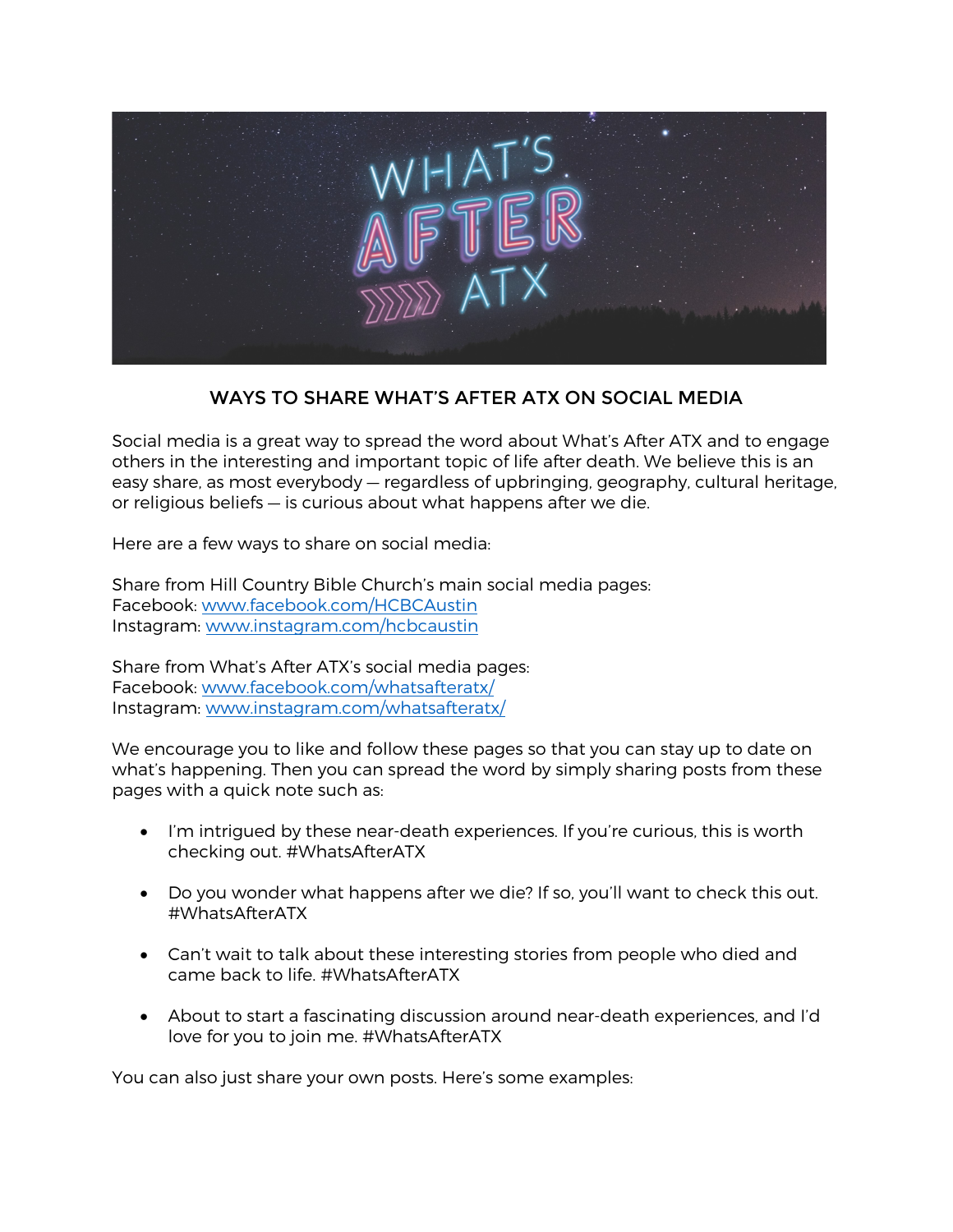## WAYS TO SHARE WHAT'S AFTER ATX ON SOCIAL MEDIA

Social media is a great way to spread the word about What's After ATX and to engage others in the interesting and important topic of life after death. We believe this is an easy share, as most everybody — regardless of upbringing, geography, cultural heritage, or religious beliefs — is curious about what happens after we die.

Here are a few ways to share on social media:

Share from Hill Country Bible Church's main social media pages:
Facebook: [www.facebook.com/HCBCAustin](http://www.facebook.com/HCBCAustin)
Instagram: [www.instagram.com/hcbcaustin](http://www.instagram.com/hcbcaustin)

Share from What's After ATX's social media pages:
Facebook: [www.facebook.com/whatsafteratx/](http://www.facebook.com/whatsafteratx/)
Instagram: [www.instagram.com/whatsafteratx/](http://www.instagram.com/whatsafteratx/)

We encourage you to like and follow these pages so that you can stay up to date on what's happening. Then you can spread the word by simply sharing posts from these pages with a quick note such as:

- I'm intrigued by these near-death experiences. If you're curious, this is worth checking out. #WhatsAfterATX
- Do you wonder what happens after we die? If so, you'll want to check this out. #WhatsAfterATX
- Can't wait to talk about these interesting stories from people who died and came back to life. #WhatsAfterATX
- About to start a fascinating discussion around near-death experiences, and I'd love for you to join me. #WhatsAfterATX

You can also just share your own posts. Here's some examples: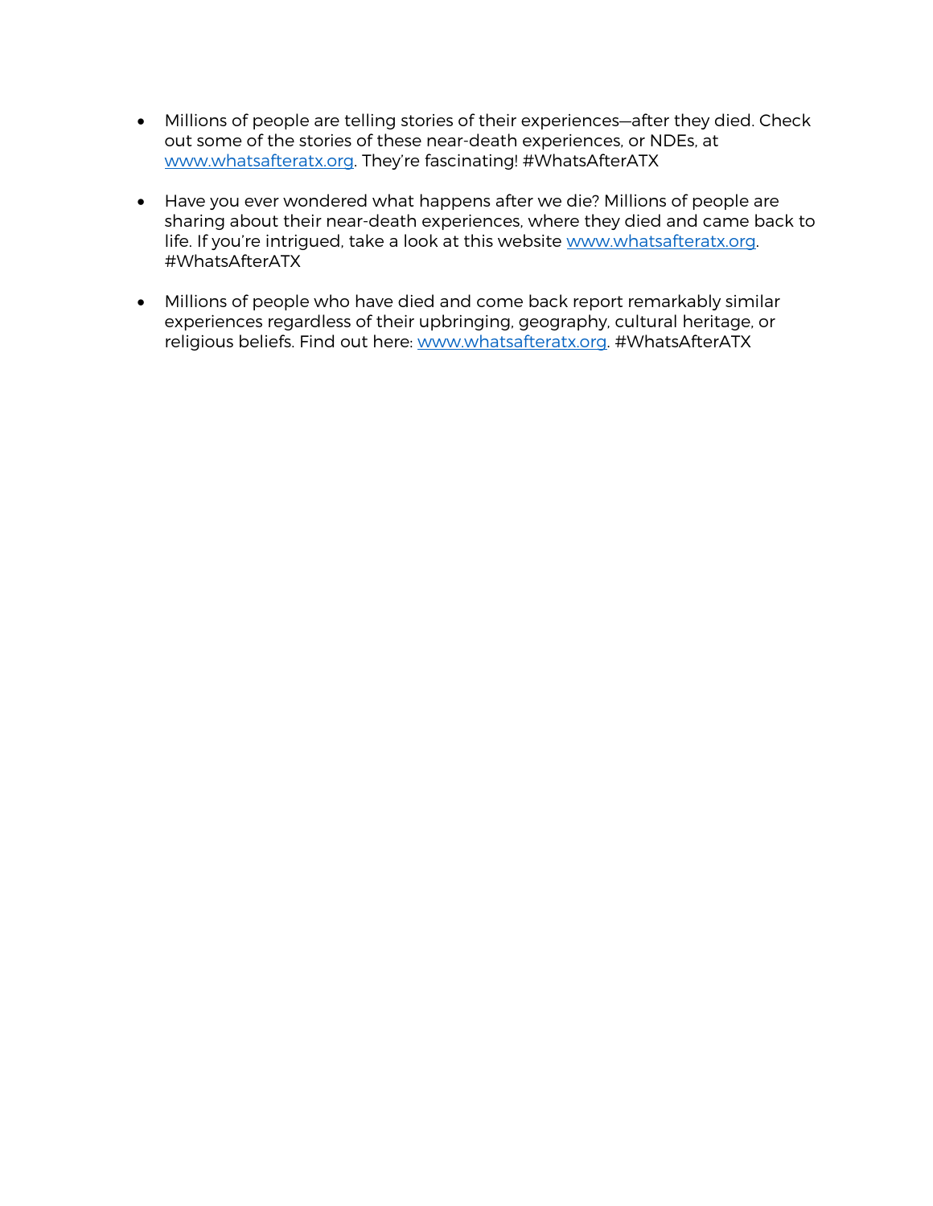- Millions of people are telling stories of their experiences—after they died. Check out some of the stories of these near-death experiences, or NDEs, at www.whatsafteratx.org. They're fascinating! #WhatsAfterATX

- Have you ever wondered what happens after we die? Millions of people are sharing about their near-death experiences, where they died and came back to life. If you're intrigued, take a look at this website www.whatsafteratx.org. #WhatsAfterATX

- Millions of people who have died and come back report remarkably similar experiences regardless of their upbringing, geography, cultural heritage, or religious beliefs. Find out here: www.whatsafteratx.org. #WhatsAfterATX